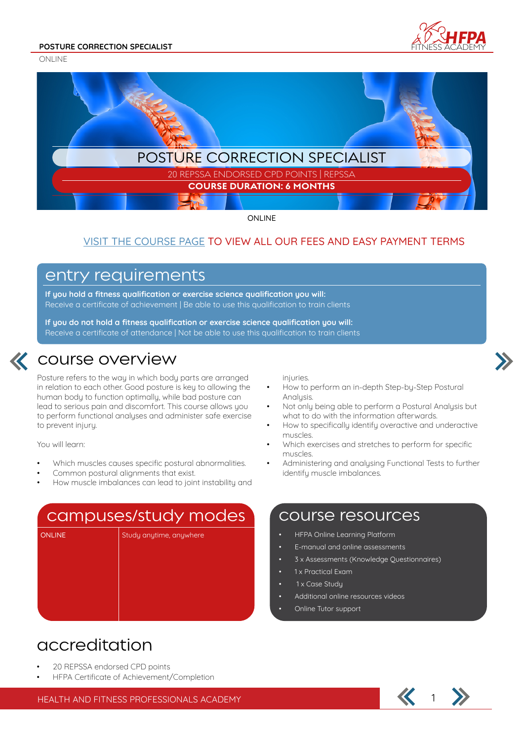# POSTURE CORRECTION SPECIALIST

ONLINE

## POSTURE CORRECTION SPECIALIST

20 REPSSA ENDORSED CPD POINTS | REPSSA

**COURSE DURATION: 6 MONTHS**

ONLINE

VISIT THE COURSE PAGE TO VIEW ALL OUR FEES AND EASY PAYMENT TERMS

## entry requirements

**If you hold a fitness qualification or exercise science qualification you will:**
Receive a certificate of achievement | Be able to use this qualification to train clients

**If you do not hold a fitness qualification or exercise science qualification you will:**
Receive a certificate of attendance | Not be able to use this qualification to train clients

## course overview

Posture refers to the way in which body parts are arranged in relation to each other. Good posture is key to allowing the human body to function optimally, while bad posture can lead to serious pain and discomfort. This course allows you to perform functional analyses and administer safe exercise to prevent injury.

You will learn:

- Which muscles causes specific postural abnormalities.
- Common postural alignments that exist.
- How muscle imbalances can lead to joint instability and injuries.
- How to perform an in-depth Step-by-Step Postural Analysis.
- Not only being able to perform a Postural Analysis but what to do with the information afterwards.
- How to specifically identify overactive and underactive muscles.
- Which exercises and stretches to perform for specific muscles.
- Administering and analysing Functional Tests to further identify muscle imbalances.

## campuses/study modes

| ONLINE | Study anytime, anywhere |
| --- | --- |

## course resources

- HFPA Online Learning Platform
- E-manual and online assessments
- 3 x Assessments (Knowledge Questionnaires)
- 1 x Practical Exam
- 1 x Case Study
- Additional online resources videos
- Online Tutor support

## accreditation

- 20 REPSSA endorsed CPD points
- HFPA Certificate of Achievement/Completion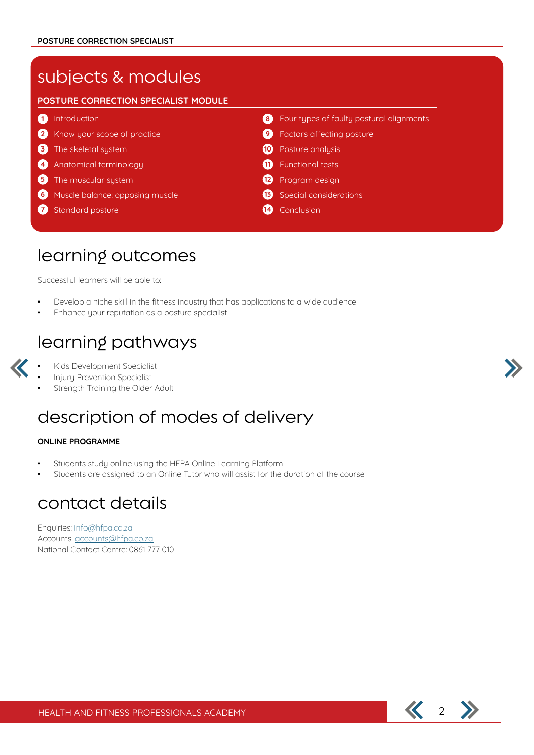# subjects & modules

## POSTURE CORRECTION SPECIALIST MODULE

1. Introduction
2. Know your scope of practice
3. The skeletal system
4. Anatomical terminology
5. The muscular system
6. Muscle balance: opposing muscle
7. Standard posture
8. Four types of faulty postural alignments
9. Factors affecting posture
10. Posture analysis
11. Functional tests
12. Program design
13. Special considerations
14. Conclusion

# learning outcomes

Successful learners will be able to:

- Develop a niche skill in the fitness industry that has applications to a wide audience
- Enhance your reputation as a posture specialist

# learning pathways

- Kids Development Specialist
- Injury Prevention Specialist
- Strength Training the Older Adult

# description of modes of delivery

**ONLINE PROGRAMME**

- Students study online using the HFPA Online Learning Platform
- Students are assigned to an Online Tutor who will assist for the duration of the course

# contact details

Enquiries: info@hfpa.co.za
Accounts: accounts@hfpa.co.za
National Contact Centre: 0861 777 010